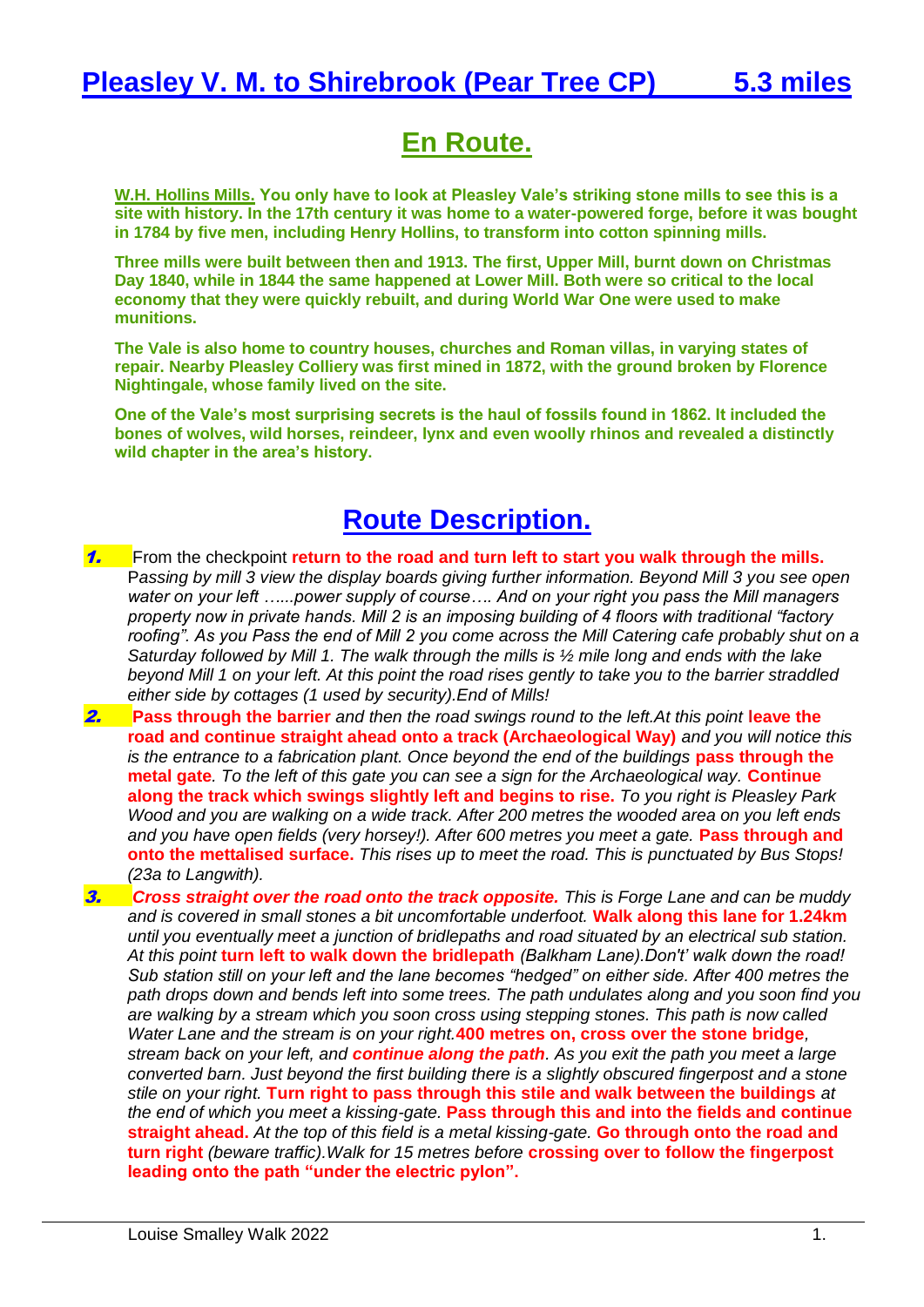# Pleasley V. M. to Shirebrook (Pear Tree CP) 5.3 miles

## En Route.

**W.H. Hollins Mills. You only have to look at Pleasley Vale's striking stone mills to see this is a site with history. In the 17th century it was home to a water-powered forge, before it was bought in 1784 by five men, including Henry Hollins, to transform into cotton spinning mills.**

**Three mills were built between then and 1913. The first, Upper Mill, burnt down on Christmas Day 1840, while in 1844 the same happened at Lower Mill. Both were so critical to the local economy that they were quickly rebuilt, and during World War One were used to make munitions.**

**The Vale is also home to country houses, churches and Roman villas, in varying states of repair. Nearby Pleasley Colliery was first mined in 1872, with the ground broken by Florence Nightingale, whose family lived on the site.**

**One of the Vale's most surprising secrets is the haul of fossils found in 1862. It included the bones of wolves, wild horses, reindeer, lynx and even woolly rhinos and revealed a distinctly wild chapter in the area's history.**

## Route Description.

1. From the checkpoint **return to the road and turn left to start you walk through the mills.** *Passing by mill 3 view the display boards giving further information. Beyond Mill 3 you see open water on your left ......power supply of course.... And on your right you pass the Mill managers property now in private hands. Mill 2 is an imposing building of 4 floors with traditional "factory roofing". As you Pass the end of Mill 2 you come across the Mill Catering cafe probably shut on a Saturday followed by Mill 1. The walk through the mills is ½ mile long and ends with the lake beyond Mill 1 on your left. At this point the road rises gently to take you to the barrier straddled either side by cottages (1 used by security).End of Mills!*

2. **Pass through the barrier** *and then the road swings round to the left.At this point* **leave the road and continue straight ahead onto a track (Archaeological Way)** *and you will notice this is the entrance to a fabrication plant. Once beyond the end of the buildings* **pass through the metal gate**. *To the left of this gate you can see a sign for the Archaeological way.* **Continue along the track which swings slightly left and begins to rise.** *To you right is Pleasley Park Wood and you are walking on a wide track. After 200 metres the wooded area on you left ends and you have open fields (very horsey!). After 600 metres you meet a gate.* **Pass through and onto the mettalised surface.** *This rises up to meet the road. This is punctuated by Bus Stops! (23a to Langwith).*

3. ***Cross straight over the road onto the track opposite.*** *This is Forge Lane and can be muddy and is covered in small stones a bit uncomfortable underfoot.* **Walk along this lane for 1.24km** *until you eventually meet a junction of bridlepaths and road situated by an electrical sub station. At this point* **turn left to walk down the bridlepath** *(Balkham Lane).Don't' walk down the road! Sub station still on your left and the lane becomes "hedged" on either side. After 400 metres the path drops down and bends left into some trees. The path undulates along and you soon find you are walking by a stream which you soon cross using stepping stones. This path is now called Water Lane and the stream is on your right.* **400 metres on, cross over the stone bridge**, *stream back on your left, and* ***continue along the path***. *As you exit the path you meet a large converted barn. Just beyond the first building there is a slightly obscured fingerpost and a stone stile on your right.* **Turn right to pass through this stile and walk between the buildings** *at the end of which you meet a kissing-gate.* **Pass through this and into the fields and continue straight ahead.** *At the top of this field is a metal kissing-gate.* **Go through onto the road and turn right** *(beware traffic).Walk for 15 metres before* **crossing over to follow the fingerpost leading onto the path "under the electric pylon".**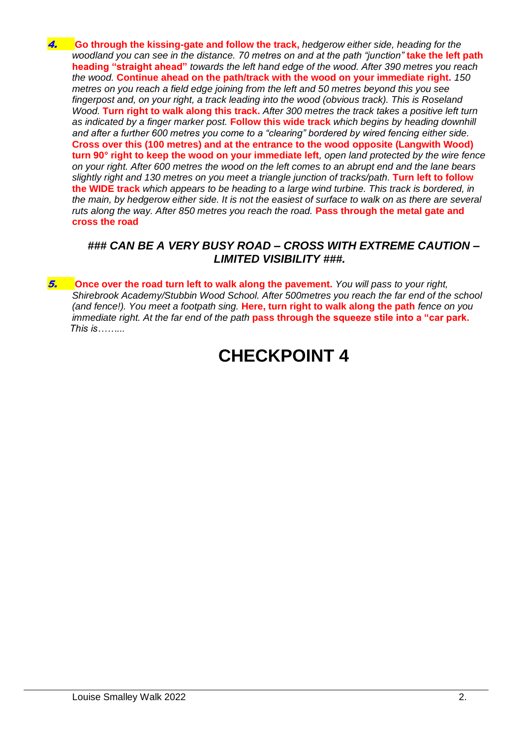**4.** **Go through the kissing-gate and follow the track,** *hedgerow either side, heading for the woodland you can see in the distance. 70 metres on and at the path "junction"* **take the left path heading "straight ahead"** *towards the left hand edge of the wood. After 390 metres you reach the wood.* **Continue ahead on the path/track with the wood on your immediate right.** *150 metres on you reach a field edge joining from the left and 50 metres beyond this you see fingerpost and, on your right, a track leading into the wood (obvious track). This is Roseland Wood.* **Turn right to walk along this track.** *After 300 metres the track takes a positive left turn as indicated by a finger marker post.* **Follow this wide track** *which begins by heading downhill and after a further 600 metres you come to a "clearing" bordered by wired fencing either side.* **Cross over this (100 metres) and at the entrance to the wood opposite (Langwith Wood) turn 90° right to keep the wood on your immediate left***, open land protected by the wire fence on your right. After 600 metres the wood on the left comes to an abrupt end and the lane bears slightly right and 130 metres on you meet a triangle junction of tracks/path.* **Turn left to follow the WIDE track** *which appears to be heading to a large wind turbine. This track is bordered, in the main, by hedgerow either side. It is not the easiest of surface to walk on as there are several ruts along the way. After 850 metres you reach the road.* **Pass through the metal gate and cross the road**

***### CAN BE A VERY BUSY ROAD – CROSS WITH EXTREME CAUTION – LIMITED VISIBILITY ###.***

**5.** **Once over the road turn left to walk along the pavement.** *You will pass to your right, Shirebrook Academy/Stubbin Wood School. After 500metres you reach the far end of the school (and fence!). You meet a footpath sing.* **Here, turn right to walk along the path** *fence on you immediate right. At the far end of the path* **pass through the squeeze stile into a "car park.** *This is……...*

# CHECKPOINT 4